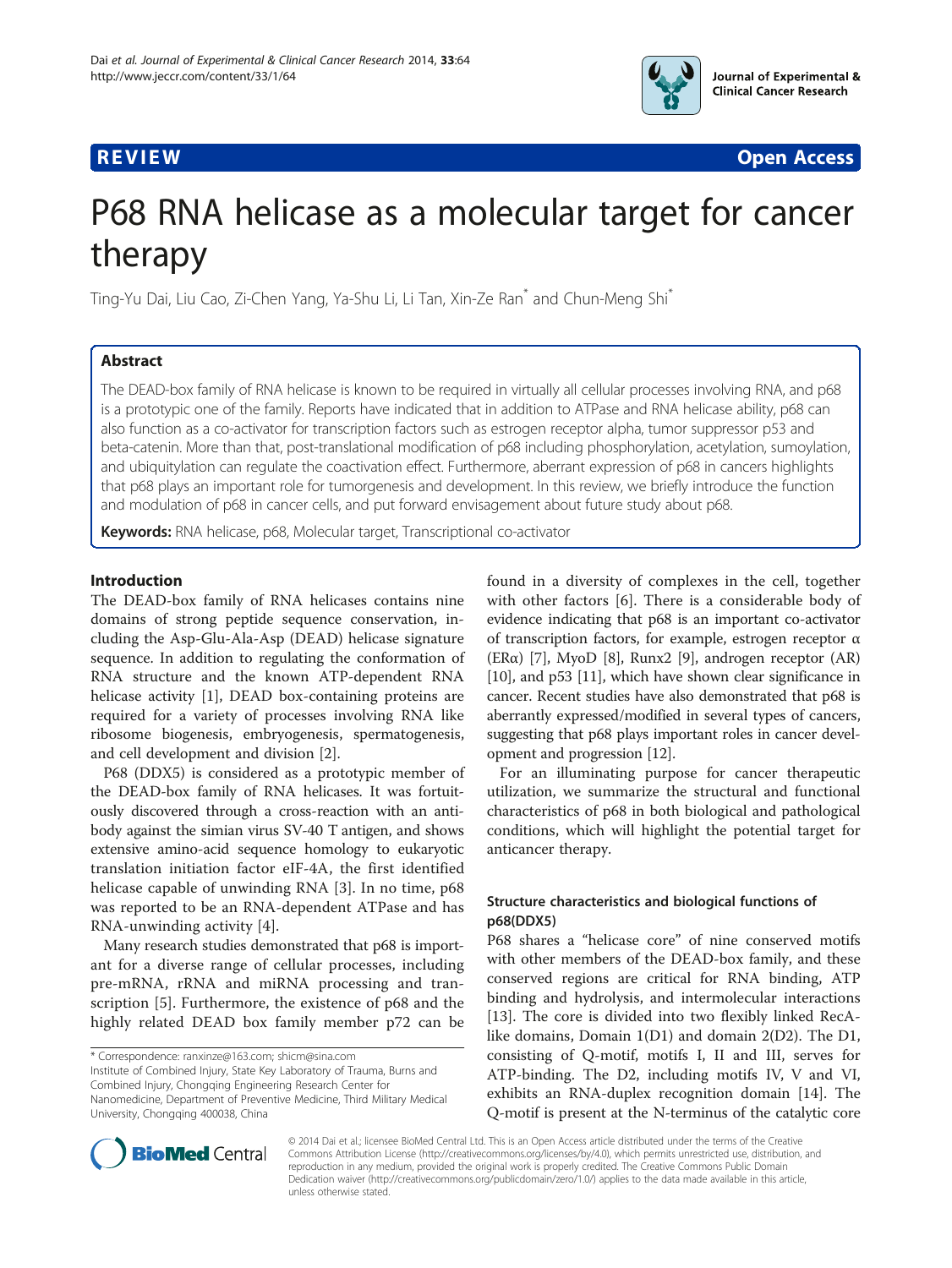REVIEW Open Access

# P68 RNA helicase as a molecular target for cancer therapy

Ting-Yu Dai, Liu Cao, Zi-Chen Yang, Ya-Shu Li, Li Tan, Xin-Ze Ran* and Chun-Meng Shi*

## Abstract

The DEAD-box family of RNA helicase is known to be required in virtually all cellular processes involving RNA, and p68 is a prototypic one of the family. Reports have indicated that in addition to ATPase and RNA helicase ability, p68 can also function as a co-activator for transcription factors such as estrogen receptor alpha, tumor suppressor p53 and beta-catenin. More than that, post-translational modification of p68 including phosphorylation, acetylation, sumoylation, and ubiquitylation can regulate the coactivation effect. Furthermore, aberrant expression of p68 in cancers highlights that p68 plays an important role for tumorgenesis and development. In this review, we briefly introduce the function and modulation of p68 in cancer cells, and put forward envisagement about future study about p68.

**Keywords:** RNA helicase, p68, Molecular target, Transcriptional co-activator

## Introduction

The DEAD-box family of RNA helicases contains nine domains of strong peptide sequence conservation, including the Asp-Glu-Ala-Asp (DEAD) helicase signature sequence. In addition to regulating the conformation of RNA structure and the known ATP-dependent RNA helicase activity [1], DEAD box-containing proteins are required for a variety of processes involving RNA like ribosome biogenesis, embryogenesis, spermatogenesis, and cell development and division [2].

P68 (DDX5) is considered as a prototypic member of the DEAD-box family of RNA helicases. It was fortuitously discovered through a cross-reaction with an antibody against the simian virus SV-40 T antigen, and shows extensive amino-acid sequence homology to eukaryotic translation initiation factor eIF-4A, the first identified helicase capable of unwinding RNA [3]. In no time, p68 was reported to be an RNA-dependent ATPase and has RNA-unwinding activity [4].

Many research studies demonstrated that p68 is important for a diverse range of cellular processes, including pre-mRNA, rRNA and miRNA processing and transcription [5]. Furthermore, the existence of p68 and the highly related DEAD box family member p72 can be found in a diversity of complexes in the cell, together with other factors [6]. There is a considerable body of evidence indicating that p68 is an important co-activator of transcription factors, for example, estrogen receptor α (ERα) [7], MyoD [8], Runx2 [9], androgen receptor (AR) [10], and p53 [11], which have shown clear significance in cancer. Recent studies have also demonstrated that p68 is aberrantly expressed/modified in several types of cancers, suggesting that p68 plays important roles in cancer development and progression [12].

For an illuminating purpose for cancer therapeutic utilization, we summarize the structural and functional characteristics of p68 in both biological and pathological conditions, which will highlight the potential target for anticancer therapy.

### Structure characteristics and biological functions of p68(DDX5)

P68 shares a "helicase core" of nine conserved motifs with other members of the DEAD-box family, and these conserved regions are critical for RNA binding, ATP binding and hydrolysis, and intermolecular interactions [13]. The core is divided into two flexibly linked RecA-like domains, Domain 1(D1) and domain 2(D2). The D1, consisting of Q-motif, motifs I, II and III, serves for ATP-binding. The D2, including motifs IV, V and VI, exhibits an RNA-duplex recognition domain [14]. The Q-motif is present at the N-terminus of the catalytic core

* Correspondence: ranxinze@163.com; shicm@sina.com
Institute of Combined Injury, State Key Laboratory of Trauma, Burns and Combined Injury, Chongqing Engineering Research Center for Nanomedicine, Department of Preventive Medicine, Third Military Medical University, Chongqing 400038, China

© 2014 Dai et al.; licensee BioMed Central Ltd. This is an Open Access article distributed under the terms of the Creative Commons Attribution License (http://creativecommons.org/licenses/by/4.0), which permits unrestricted use, distribution, and reproduction in any medium, provided the original work is properly credited. The Creative Commons Public Domain Dedication waiver (http://creativecommons.org/publicdomain/zero/1.0/) applies to the data made available in this article, unless otherwise stated.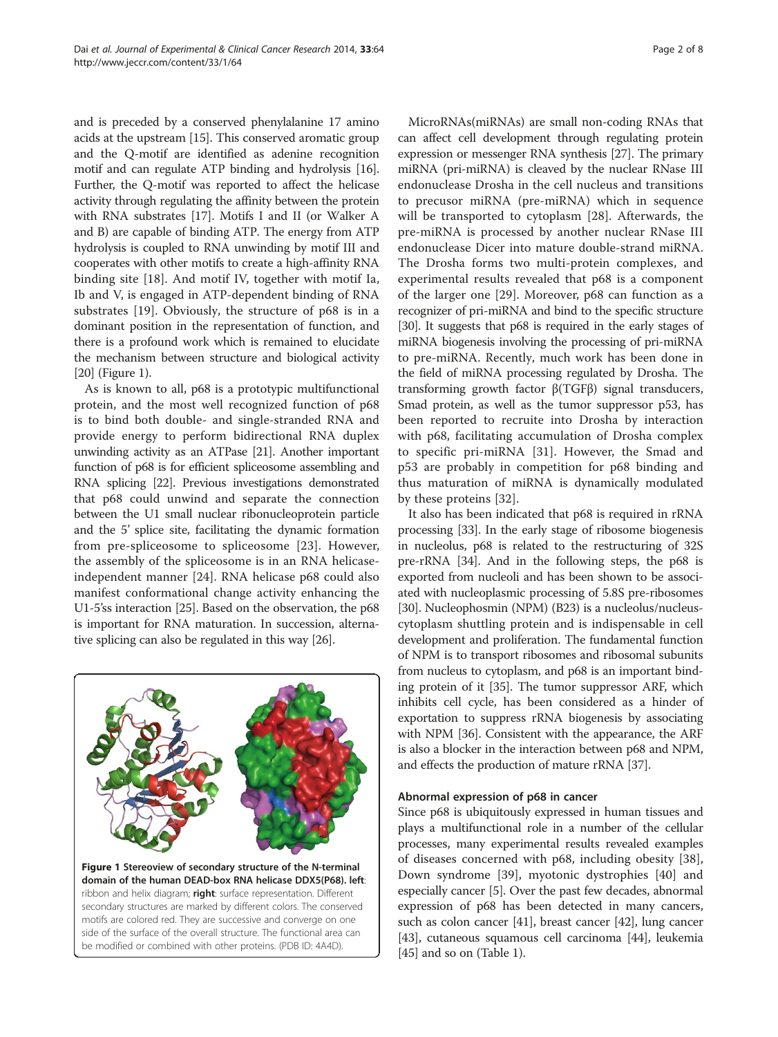and is preceded by a conserved phenylalanine 17 amino acids at the upstream [15]. This conserved aromatic group and the Q-motif are identified as adenine recognition motif and can regulate ATP binding and hydrolysis [16]. Further, the Q-motif was reported to affect the helicase activity through regulating the affinity between the protein with RNA substrates [17]. Motifs I and II (or Walker A and B) are capable of binding ATP. The energy from ATP hydrolysis is coupled to RNA unwinding by motif III and cooperates with other motifs to create a high-affinity RNA binding site [18]. And motif IV, together with motif Ia, Ib and V, is engaged in ATP-dependent binding of RNA substrates [19]. Obviously, the structure of p68 is in a dominant position in the representation of function, and there is a profound work which is remained to elucidate the mechanism between structure and biological activity [20] (Figure 1).

As is known to all, p68 is a prototypic multifunctional protein, and the most well recognized function of p68 is to bind both double- and single-stranded RNA and provide energy to perform bidirectional RNA duplex unwinding activity as an ATPase [21]. Another important function of p68 is for efficient spliceosome assembling and RNA splicing [22]. Previous investigations demonstrated that p68 could unwind and separate the connection between the U1 small nuclear ribonucleoprotein particle and the 5′ splice site, facilitating the dynamic formation from pre-spliceosome to spliceosome [23]. However, the assembly of the spliceosome is in an RNA helicase-independent manner [24]. RNA helicase p68 could also manifest conformational change activity enhancing the U1-5′ss interaction [25]. Based on the observation, the p68 is important for RNA maturation. In succession, alternative splicing can also be regulated in this way [26].

**Figure 1 Stereoview of secondary structure of the N-terminal domain of the human DEAD-box RNA helicase DDX5(P68). left**: ribbon and helix diagram; **right**: surface representation. Different secondary structures are marked by different colors. The conserved motifs are colored red. They are successive and converge on one side of the surface of the overall structure. The functional area can be modified or combined with other proteins. (PDB ID: 4A4D).

MicroRNAs(miRNAs) are small non-coding RNAs that can affect cell development through regulating protein expression or messenger RNA synthesis [27]. The primary miRNA (pri-miRNA) is cleaved by the nuclear RNase III endonuclease Drosha in the cell nucleus and transitions to precusor miRNA (pre-miRNA) which in sequence will be transported to cytoplasm [28]. Afterwards, the pre-miRNA is processed by another nuclear RNase III endonuclease Dicer into mature double-strand miRNA. The Drosha forms two multi-protein complexes, and experimental results revealed that p68 is a component of the larger one [29]. Moreover, p68 can function as a recognizer of pri-miRNA and bind to the specific structure [30]. It suggests that p68 is required in the early stages of miRNA biogenesis involving the processing of pri-miRNA to pre-miRNA. Recently, much work has been done in the field of miRNA processing regulated by Drosha. The transforming growth factor β(TGFβ) signal transducers, Smad protein, as well as the tumor suppressor p53, has been reported to recruite into Drosha by interaction with p68, facilitating accumulation of Drosha complex to specific pri-miRNA [31]. However, the Smad and p53 are probably in competition for p68 binding and thus maturation of miRNA is dynamically modulated by these proteins [32].

It also has been indicated that p68 is required in rRNA processing [33]. In the early stage of ribosome biogenesis in nucleolus, p68 is related to the restructuring of 32S pre-rRNA [34]. And in the following steps, the p68 is exported from nucleoli and has been shown to be associated with nucleoplasmic processing of 5.8S pre-ribosomes [30]. Nucleophosmin (NPM) (B23) is a nucleolus/nucleus-cytoplasm shuttling protein and is indispensable in cell development and proliferation. The fundamental function of NPM is to transport ribosomes and ribosomal subunits from nucleus to cytoplasm, and p68 is an important binding protein of it [35]. The tumor suppressor ARF, which inhibits cell cycle, has been considered as a hinder of exportation to suppress rRNA biogenesis by associating with NPM [36]. Consistent with the appearance, the ARF is also a blocker in the interaction between p68 and NPM, and effects the production of mature rRNA [37].

### Abnormal expression of p68 in cancer

Since p68 is ubiquitously expressed in human tissues and plays a multifunctional role in a number of the cellular processes, many experimental results revealed examples of diseases concerned with p68, including obesity [38], Down syndrome [39], myotonic dystrophies [40] and especially cancer [5]. Over the past few decades, abnormal expression of p68 has been detected in many cancers, such as colon cancer [41], breast cancer [42], lung cancer [43], cutaneous squamous cell carcinoma [44], leukemia [45] and so on (Table 1).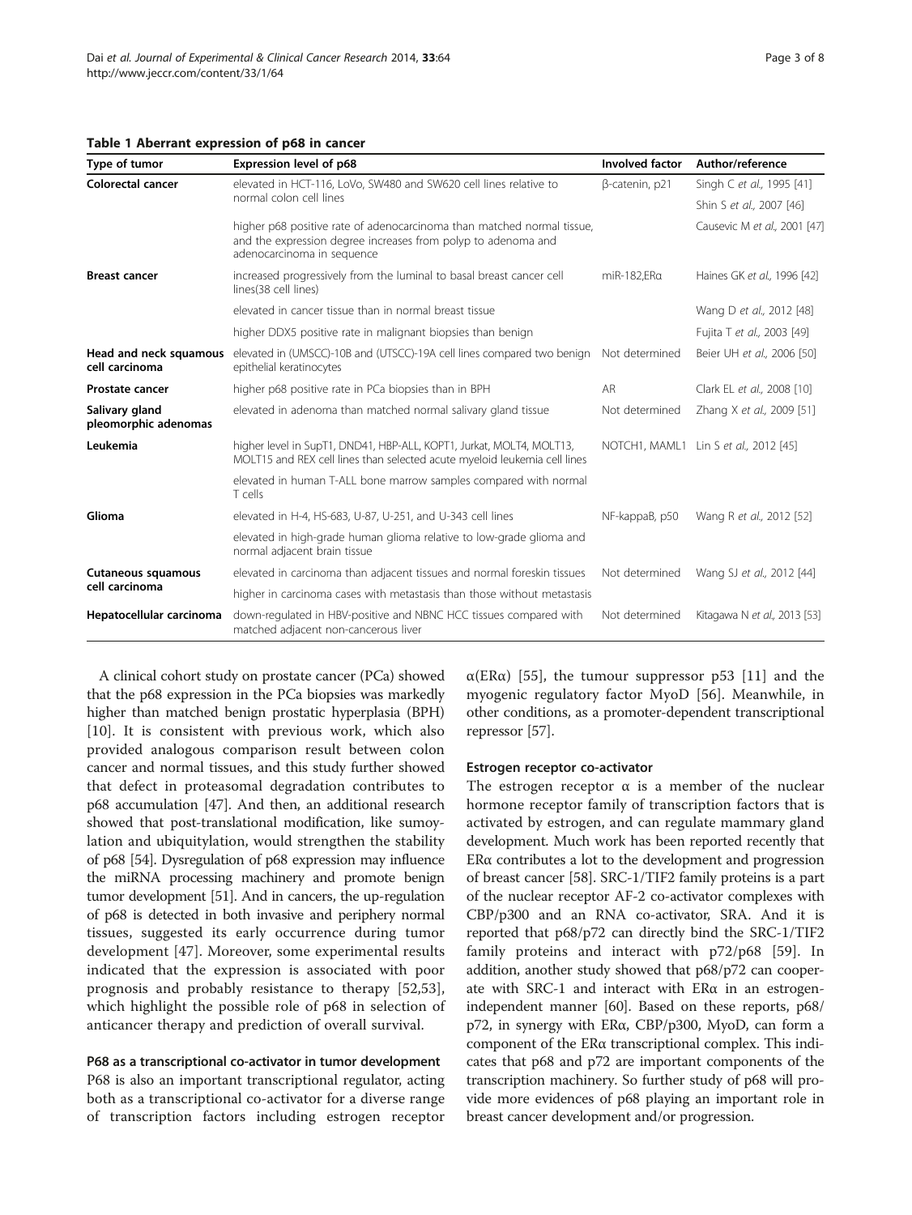**Table 1 Aberrant expression of p68 in cancer**

| Type of tumor | Expression level of p68 | Involved factor | Author/reference |
|---|---|---|---|
| **Colorectal cancer** | elevated in HCT-116, LoVo, SW480 and SW620 cell lines relative to normal colon cell lines | β-catenin, p21 | Singh C *et al.,* 1995 [41] |
| | | | Shin S *et al.,* 2007 [46] |
| | higher p68 positive rate of adenocarcinoma than matched normal tissue, and the expression degree increases from polyp to adenoma and adenocarcinoma in sequence | | Causevic M *et al.,* 2001 [47] |
| **Breast cancer** | increased progressively from the luminal to basal breast cancer cell lines(38 cell lines) | miR-182,ERα | Haines GK *et al.,* 1996 [42] |
| | elevated in cancer tissue than in normal breast tissue | | Wang D *et al.,* 2012 [48] |
| | higher DDX5 positive rate in malignant biopsies than benign | | Fujita T *et al.,* 2003 [49] |
| **Head and neck squamous cell carcinoma** | elevated in (UMSCC)-10B and (UTSCC)-19A cell lines compared two benign epithelial keratinocytes | Not determined | Beier UH *et al.,* 2006 [50] |
| **Prostate cancer** | higher p68 positive rate in PCa biopsies than in BPH | AR | Clark EL *et al.,* 2008 [10] |
| **Salivary gland pleomorphic adenomas** | elevated in adenoma than matched normal salivary gland tissue | Not determined | Zhang X *et al.,* 2009 [51] |
| **Leukemia** | higher level in SupT1, DND41, HBP-ALL, KOPT1, Jurkat, MOLT4, MOLT13, MOLT15 and REX cell lines than selected acute myeloid leukemia cell lines | NOTCH1, MAML1 | Lin S *et al.,* 2012 [45] |
| | elevated in human T-ALL bone marrow samples compared with normal T cells | | |
| **Glioma** | elevated in H-4, HS-683, U-87, U-251, and U-343 cell lines | NF-kappaB, p50 | Wang R *et al.,* 2012 [52] |
| | elevated in high-grade human glioma relative to low-grade glioma and normal adjacent brain tissue | | |
| **Cutaneous squamous cell carcinoma** | elevated in carcinoma than adjacent tissues and normal foreskin tissues | Not determined | Wang SJ *et al.,* 2012 [44] |
| | higher in carcinoma cases with metastasis than those without metastasis | | |
| **Hepatocellular carcinoma** | down-regulated in HBV-positive and NBNC HCC tissues compared with matched adjacent non-cancerous liver | Not determined | Kitagawa N *et al.,* 2013 [53] |

A clinical cohort study on prostate cancer (PCa) showed that the p68 expression in the PCa biopsies was markedly higher than matched benign prostatic hyperplasia (BPH) [10]. It is consistent with previous work, which also provided analogous comparison result between colon cancer and normal tissues, and this study further showed that defect in proteasomal degradation contributes to p68 accumulation [47]. And then, an additional research showed that post-translational modification, like sumoylation and ubiquitylation, would strengthen the stability of p68 [54]. Dysregulation of p68 expression may influence the miRNA processing machinery and promote benign tumor development [51]. And in cancers, the up-regulation of p68 is detected in both invasive and periphery normal tissues, suggested its early occurrence during tumor development [47]. Moreover, some experimental results indicated that the expression is associated with poor prognosis and probably resistance to therapy [52,53], which highlight the possible role of p68 in selection of anticancer therapy and prediction of overall survival.

### P68 as a transcriptional co-activator in tumor development

P68 is also an important transcriptional regulator, acting both as a transcriptional co-activator for a diverse range of transcription factors including estrogen receptor α(ERα) [55], the tumour suppressor p53 [11] and the myogenic regulatory factor MyoD [56]. Meanwhile, in other conditions, as a promoter-dependent transcriptional repressor [57].

#### Estrogen receptor co-activator

The estrogen receptor α is a member of the nuclear hormone receptor family of transcription factors that is activated by estrogen, and can regulate mammary gland development. Much work has been reported recently that ERα contributes a lot to the development and progression of breast cancer [58]. SRC-1/TIF2 family proteins is a part of the nuclear receptor AF-2 co-activator complexes with CBP/p300 and an RNA co-activator, SRA. And it is reported that p68/p72 can directly bind the SRC-1/TIF2 family proteins and interact with p72/p68 [59]. In addition, another study showed that p68/p72 can cooperate with SRC-1 and interact with ERα in an estrogen-independent manner [60]. Based on these reports, p68/p72, in synergy with ERα, CBP/p300, MyoD, can form a component of the ERα transcriptional complex. This indicates that p68 and p72 are important components of the transcription machinery. So further study of p68 will provide more evidences of p68 playing an important role in breast cancer development and/or progression.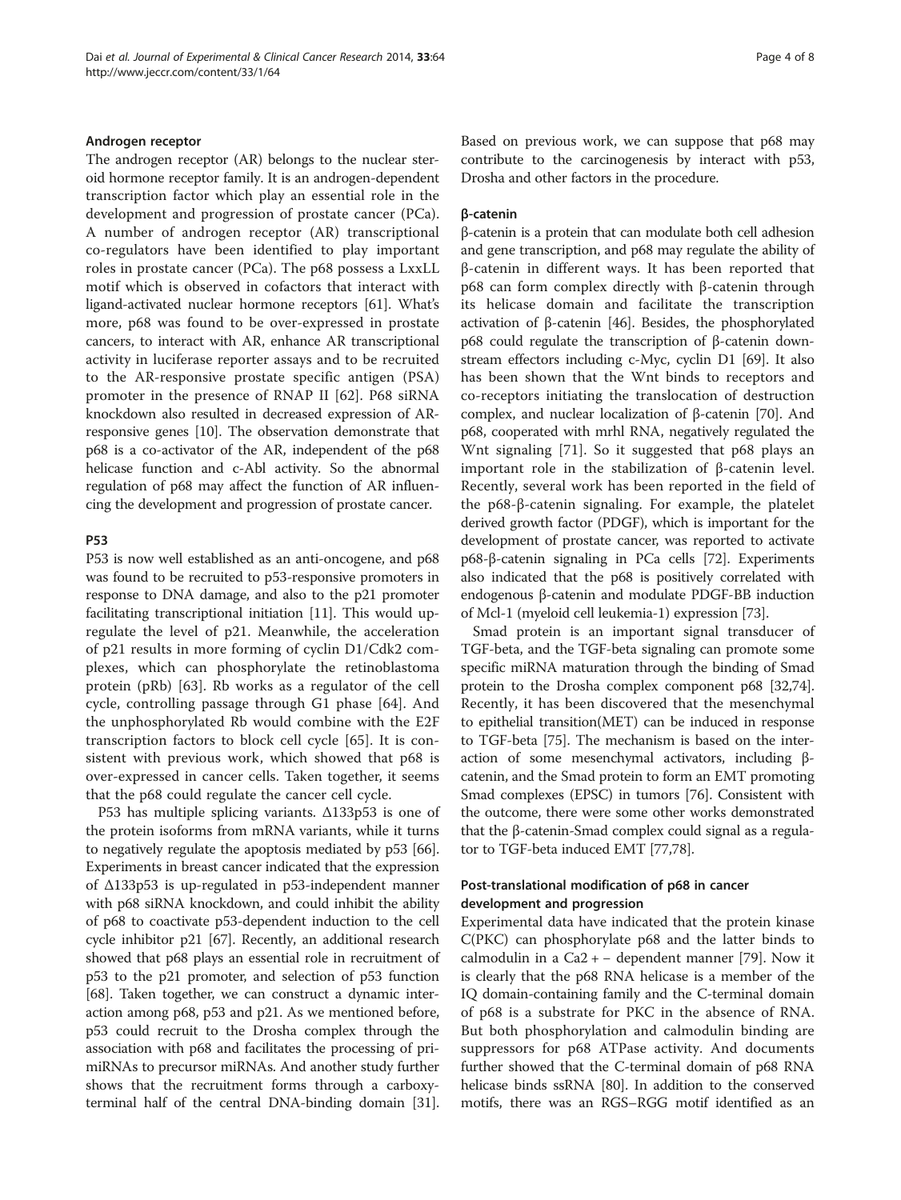### Androgen receptor

The androgen receptor (AR) belongs to the nuclear steroid hormone receptor family. It is an androgen-dependent transcription factor which play an essential role in the development and progression of prostate cancer (PCa). A number of androgen receptor (AR) transcriptional co-regulators have been identified to play important roles in prostate cancer (PCa). The p68 possess a LxxLL motif which is observed in cofactors that interact with ligand-activated nuclear hormone receptors [61]. What's more, p68 was found to be over-expressed in prostate cancers, to interact with AR, enhance AR transcriptional activity in luciferase reporter assays and to be recruited to the AR-responsive prostate specific antigen (PSA) promoter in the presence of RNAP II [62]. P68 siRNA knockdown also resulted in decreased expression of AR-responsive genes [10]. The observation demonstrate that p68 is a co-activator of the AR, independent of the p68 helicase function and c-Abl activity. So the abnormal regulation of p68 may affect the function of AR influencing the development and progression of prostate cancer.

### P53

P53 is now well established as an anti-oncogene, and p68 was found to be recruited to p53-responsive promoters in response to DNA damage, and also to the p21 promoter facilitating transcriptional initiation [11]. This would up-regulate the level of p21. Meanwhile, the acceleration of p21 results in more forming of cyclin D1/Cdk2 complexes, which can phosphorylate the retinoblastoma protein (pRb) [63]. Rb works as a regulator of the cell cycle, controlling passage through G1 phase [64]. And the unphosphorylated Rb would combine with the E2F transcription factors to block cell cycle [65]. It is consistent with previous work, which showed that p68 is over-expressed in cancer cells. Taken together, it seems that the p68 could regulate the cancer cell cycle.

P53 has multiple splicing variants. Δ133p53 is one of the protein isoforms from mRNA variants, while it turns to negatively regulate the apoptosis mediated by p53 [66]. Experiments in breast cancer indicated that the expression of Δ133p53 is up-regulated in p53-independent manner with p68 siRNA knockdown, and could inhibit the ability of p68 to coactivate p53-dependent induction to the cell cycle inhibitor p21 [67]. Recently, an additional research showed that p68 plays an essential role in recruitment of p53 to the p21 promoter, and selection of p53 function [68]. Taken together, we can construct a dynamic interaction among p68, p53 and p21. As we mentioned before, p53 could recruit to the Drosha complex through the association with p68 and facilitates the processing of pri-miRNAs to precursor miRNAs. And another study further shows that the recruitment forms through a carboxy-terminal half of the central DNA-binding domain [31]. Based on previous work, we can suppose that p68 may contribute to the carcinogenesis by interact with p53, Drosha and other factors in the procedure.

### β-catenin

β-catenin is a protein that can modulate both cell adhesion and gene transcription, and p68 may regulate the ability of β-catenin in different ways. It has been reported that p68 can form complex directly with β-catenin through its helicase domain and facilitate the transcription activation of β-catenin [46]. Besides, the phosphorylated p68 could regulate the transcription of β-catenin downstream effectors including c-Myc, cyclin D1 [69]. It also has been shown that the Wnt binds to receptors and co-receptors initiating the translocation of destruction complex, and nuclear localization of β-catenin [70]. And p68, cooperated with mrhl RNA, negatively regulated the Wnt signaling [71]. So it suggested that p68 plays an important role in the stabilization of β-catenin level. Recently, several work has been reported in the field of the p68-β-catenin signaling. For example, the platelet derived growth factor (PDGF), which is important for the development of prostate cancer, was reported to activate p68-β-catenin signaling in PCa cells [72]. Experiments also indicated that the p68 is positively correlated with endogenous β-catenin and modulate PDGF-BB induction of Mcl-1 (myeloid cell leukemia-1) expression [73].

Smad protein is an important signal transducer of TGF-beta, and the TGF-beta signaling can promote some specific miRNA maturation through the binding of Smad protein to the Drosha complex component p68 [32,74]. Recently, it has been discovered that the mesenchymal to epithelial transition(MET) can be induced in response to TGF-beta [75]. The mechanism is based on the interaction of some mesenchymal activators, including β-catenin, and the Smad protein to form an EMT promoting Smad complexes (EPSC) in tumors [76]. Consistent with the outcome, there were some other works demonstrated that the β-catenin-Smad complex could signal as a regulator to TGF-beta induced EMT [77,78].

## Post-translational modification of p68 in cancer development and progression

Experimental data have indicated that the protein kinase C(PKC) can phosphorylate p68 and the latter binds to calmodulin in a $Ca2+$ – dependent manner [79]. Now it is clearly that the p68 RNA helicase is a member of the IQ domain-containing family and the C-terminal domain of p68 is a substrate for PKC in the absence of RNA. But both phosphorylation and calmodulin binding are suppressors for p68 ATPase activity. And documents further showed that the C-terminal domain of p68 RNA helicase binds ssRNA [80]. In addition to the conserved motifs, there was an RGS–RGG motif identified as an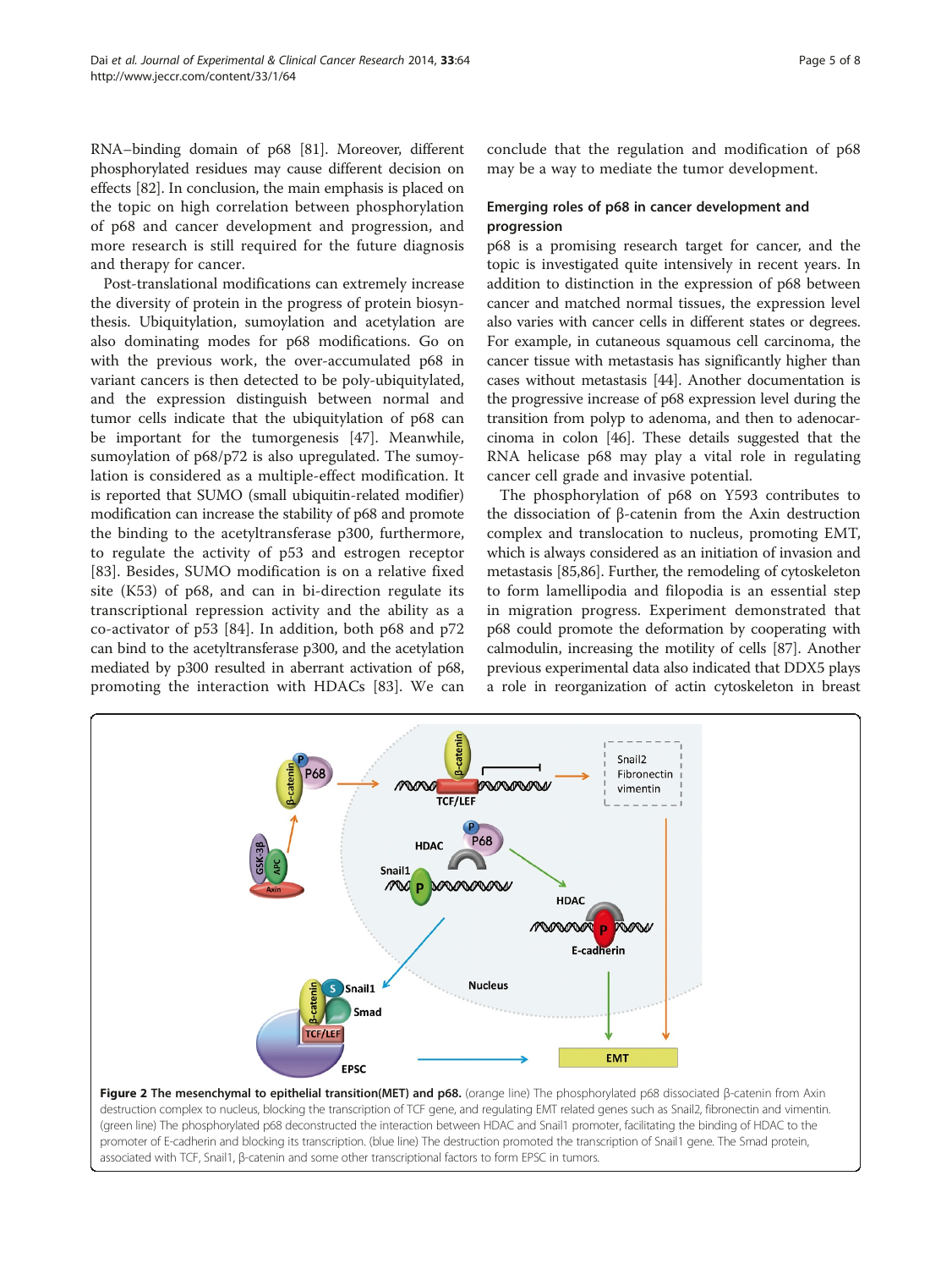RNA–binding domain of p68 [81]. Moreover, different phosphorylated residues may cause different decision on effects [82]. In conclusion, the main emphasis is placed on the topic on high correlation between phosphorylation of p68 and cancer development and progression, and more research is still required for the future diagnosis and therapy for cancer.

Post-translational modifications can extremely increase the diversity of protein in the progress of protein biosynthesis. Ubiquitylation, sumoylation and acetylation are also dominating modes for p68 modifications. Go on with the previous work, the over-accumulated p68 in variant cancers is then detected to be poly-ubiquitylated, and the expression distinguish between normal and tumor cells indicate that the ubiquitylation of p68 can be important for the tumorgenesis [47]. Meanwhile, sumoylation of p68/p72 is also upregulated. The sumoylation is considered as a multiple-effect modification. It is reported that SUMO (small ubiquitin-related modifier) modification can increase the stability of p68 and promote the binding to the acetyltransferase p300, furthermore, to regulate the activity of p53 and estrogen receptor [83]. Besides, SUMO modification is on a relative fixed site (K53) of p68, and can in bi-direction regulate its transcriptional repression activity and the ability as a co-activator of p53 [84]. In addition, both p68 and p72 can bind to the acetyltransferase p300, and the acetylation mediated by p300 resulted in aberrant activation of p68, promoting the interaction with HDACs [83]. We can conclude that the regulation and modification of p68 may be a way to mediate the tumor development.

## Emerging roles of p68 in cancer development and progression

p68 is a promising research target for cancer, and the topic is investigated quite intensively in recent years. In addition to distinction in the expression of p68 between cancer and matched normal tissues, the expression level also varies with cancer cells in different states or degrees. For example, in cutaneous squamous cell carcinoma, the cancer tissue with metastasis has significantly higher than cases without metastasis [44]. Another documentation is the progressive increase of p68 expression level during the transition from polyp to adenoma, and then to adenocarcinoma in colon [46]. These details suggested that the RNA helicase p68 may play a vital role in regulating cancer cell grade and invasive potential.

The phosphorylation of p68 on Y593 contributes to the dissociation of β-catenin from the Axin destruction complex and translocation to nucleus, promoting EMT, which is always considered as an initiation of invasion and metastasis [85,86]. Further, the remodeling of cytoskeleton to form lamellipodia and filopodia is an essential step in migration progress. Experiment demonstrated that p68 could promote the deformation by cooperating with calmodulin, increasing the motility of cells [87]. Another previous experimental data also indicated that DDX5 plays a role in reorganization of actin cytoskeleton in breast

**Figure 2 The mesenchymal to epithelial transition(MET) and p68.** (orange line) The phosphorylated p68 dissociated β-catenin from Axin destruction complex to nucleus, blocking the transcription of TCF gene, and regulating EMT related genes such as Snail2, fibronectin and vimentin. (green line) The phosphorylated p68 deconstructed the interaction between HDAC and Snail1 promoter, facilitating the binding of HDAC to the promoter of E-cadherin and blocking its transcription. (blue line) The destruction promoted the transcription of Snail1 gene. The Smad protein, associated with TCF, Snail1, β-catenin and some other transcriptional factors to form EPSC in tumors.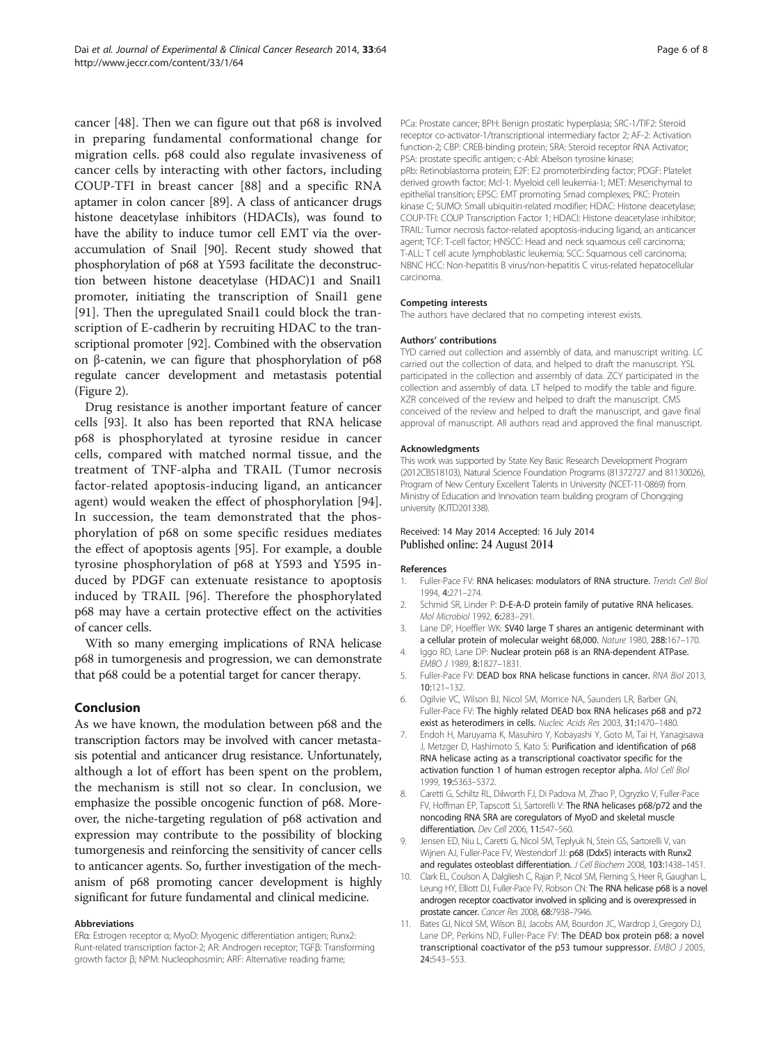cancer [48]. Then we can figure out that p68 is involved in preparing fundamental conformational change for migration cells. p68 could also regulate invasiveness of cancer cells by interacting with other factors, including COUP-TFI in breast cancer [88] and a specific RNA aptamer in colon cancer [89]. A class of anticancer drugs histone deacetylase inhibitors (HDACIs), was found to have the ability to induce tumor cell EMT via the over-accumulation of Snail [90]. Recent study showed that phosphorylation of p68 at Y593 facilitate the deconstruction between histone deacetylase (HDAC)1 and Snail1 promoter, initiating the transcription of Snail1 gene [91]. Then the upregulated Snail1 could block the transcription of E-cadherin by recruiting HDAC to the transcriptional promoter [92]. Combined with the observation on β-catenin, we can figure that phosphorylation of p68 regulate cancer development and metastasis potential (Figure 2).

Drug resistance is another important feature of cancer cells [93]. It also has been reported that RNA helicase p68 is phosphorylated at tyrosine residue in cancer cells, compared with matched normal tissue, and the treatment of TNF-alpha and TRAIL (Tumor necrosis factor-related apoptosis-inducing ligand, an anticancer agent) would weaken the effect of phosphorylation [94]. In succession, the team demonstrated that the phosphorylation of p68 on some specific residues mediates the effect of apoptosis agents [95]. For example, a double tyrosine phosphorylation of p68 at Y593 and Y595 induced by PDGF can extenuate resistance to apoptosis induced by TRAIL [96]. Therefore the phosphorylated p68 may have a certain protective effect on the activities of cancer cells.

With so many emerging implications of RNA helicase p68 in tumorgenesis and progression, we can demonstrate that p68 could be a potential target for cancer therapy.

## Conclusion

As we have known, the modulation between p68 and the transcription factors may be involved with cancer metastasis potential and anticancer drug resistance. Unfortunately, although a lot of effort has been spent on the problem, the mechanism is still not so clear. In conclusion, we emphasize the possible oncogenic function of p68. Moreover, the niche-targeting regulation of p68 activation and expression may contribute to the possibility of blocking tumorgenesis and reinforcing the sensitivity of cancer cells to anticancer agents. So, further investigation of the mechanism of p68 promoting cancer development is highly significant for future fundamental and clinical medicine.

#### Abbreviations

ERα: Estrogen receptor α; MyoD: Myogenic differentiation antigen; Runx2: Runt-related transcription factor-2; AR: Androgen receptor; TGFβ: Transforming growth factor β; NPM: Nucleophosmin; ARF: Alternative reading frame; PCa: Prostate cancer; BPH: Benign prostatic hyperplasia; SRC-1/TIF2: Steroid receptor co-activator-1/transcriptional intermediary factor 2; AF-2: Activation function-2; CBP: CREB-binding protein; SRA: Steroid receptor RNA Activator; PSA: prostate specific antigen; c-Abl: Abelson tyrosine kinase; pRb: Retinoblastoma protein; E2F: E2 promoterbinding factor; PDGF: Platelet derived growth factor; Mcl-1: Myeloid cell leukemia-1; MET: Mesenchymal to epithelial transition; EPSC: EMT promoting Smad complexes; PKC: Protein kinase C; SUMO: Small ubiquitin-related modifier; HDAC: Histone deacetylase; COUP-TFI: COUP Transcription Factor 1; HDACI: Histone deacetylase inhibitor; TRAIL: Tumor necrosis factor-related apoptosis-inducing ligand, an anticancer agent; TCF: T-cell factor; HNSCC: Head and neck squamous cell carcinoma; T-ALL: T cell acute lymphoblastic leukemia; SCC: Squamous cell carcinoma; NBNC HCC: Non-hepatitis B virus/non-hepatitis C virus-related hepatocellular carcinoma.

#### Competing interests

The authors have declared that no competing interest exists.

#### Authors' contributions

TYD carried out collection and assembly of data, and manuscript writing. LC carried out the collection of data, and helped to draft the manuscript. YSL participated in the collection and assembly of data. ZCY participated in the collection and assembly of data. LT helped to modify the table and figure. XZR conceived of the review and helped to draft the manuscript. CMS conceived of the review and helped to draft the manuscript, and gave final approval of manuscript. All authors read and approved the final manuscript.

#### Acknowledgments

This work was supported by State Key Basic Research Development Program (2012CB518103), Natural Science Foundation Programs (81372727 and 81130026), Program of New Century Excellent Talents in University (NCET-11-0869) from Ministry of Education and Innovation team building program of Chongqing university (KJTD201338).

Received: 14 May 2014 Accepted: 16 July 2014
Published online: 24 August 2014

#### References

1. Fuller-Pace FV: **RNA helicases: modulators of RNA structure.** *Trends Cell Biol* 1994, **4:**271–274.
2. Schmid SR, Linder P: **D-E-A-D protein family of putative RNA helicases.** *Mol Microbiol* 1992, **6:**283–291.
3. Lane DP, Hoeffler WK: **SV40 large T shares an antigenic determinant with a cellular protein of molecular weight 68,000.** *Nature* 1980, **288:**167–170.
4. Iggo RD, Lane DP: **Nuclear protein p68 is an RNA-dependent ATPase.** *EMBO J* 1989, **8:**1827–1831.
5. Fuller-Pace FV: **DEAD box RNA helicase functions in cancer.** *RNA Biol* 2013, **10:**121–132.
6. Ogilvie VC, Wilson BJ, Nicol SM, Morrice NA, Saunders LR, Barber GN, Fuller-Pace FV: **The highly related DEAD box RNA helicases p68 and p72 exist as heterodimers in cells.** *Nucleic Acids Res* 2003, **31:**1470–1480.
7. Endoh H, Maruyama K, Masuhiro Y, Kobayashi Y, Goto M, Tai H, Yanagisawa J, Metzger D, Hashimoto S, Kato S: **Purification and identification of p68 RNA helicase acting as a transcriptional coactivator specific for the activation function 1 of human estrogen receptor alpha.** *Mol Cell Biol* 1999, **19:**5363–5372.
8. Caretti G, Schiltz RL, Dilworth FJ, Di Padova M, Zhao P, Ogryzko V, Fuller-Pace FV, Hoffman EP, Tapscott SJ, Sartorelli V: **The RNA helicases p68/p72 and the noncoding RNA SRA are coregulators of MyoD and skeletal muscle differentiation.** *Dev Cell* 2006, **11:**547–560.
9. Jensen ED, Niu L, Caretti G, Nicol SM, Teplyuk N, Stein GS, Sartorelli V, van Wijnen AJ, Fuller-Pace FV, Westendorf JJ: **p68 (Ddx5) interacts with Runx2 and regulates osteoblast differentiation.** *J Cell Biochem* 2008, **103:**1438–1451.
10. Clark EL, Coulson A, Dalgliesh C, Rajan P, Nicol SM, Fleming S, Heer R, Gaughan L, Leung HY, Elliott DJ, Fuller-Pace FV, Robson CN: **The RNA helicase p68 is a novel androgen receptor coactivator involved in splicing and is overexpressed in prostate cancer.** *Cancer Res* 2008, **68:**7938–7946.
11. Bates GJ, Nicol SM, Wilson BJ, Jacobs AM, Bourdon JC, Wardrop J, Gregory DJ, Lane DP, Perkins ND, Fuller-Pace FV: **The DEAD box protein p68: a novel transcriptional coactivator of the p53 tumour suppressor.** *EMBO J* 2005, **24:**543–553.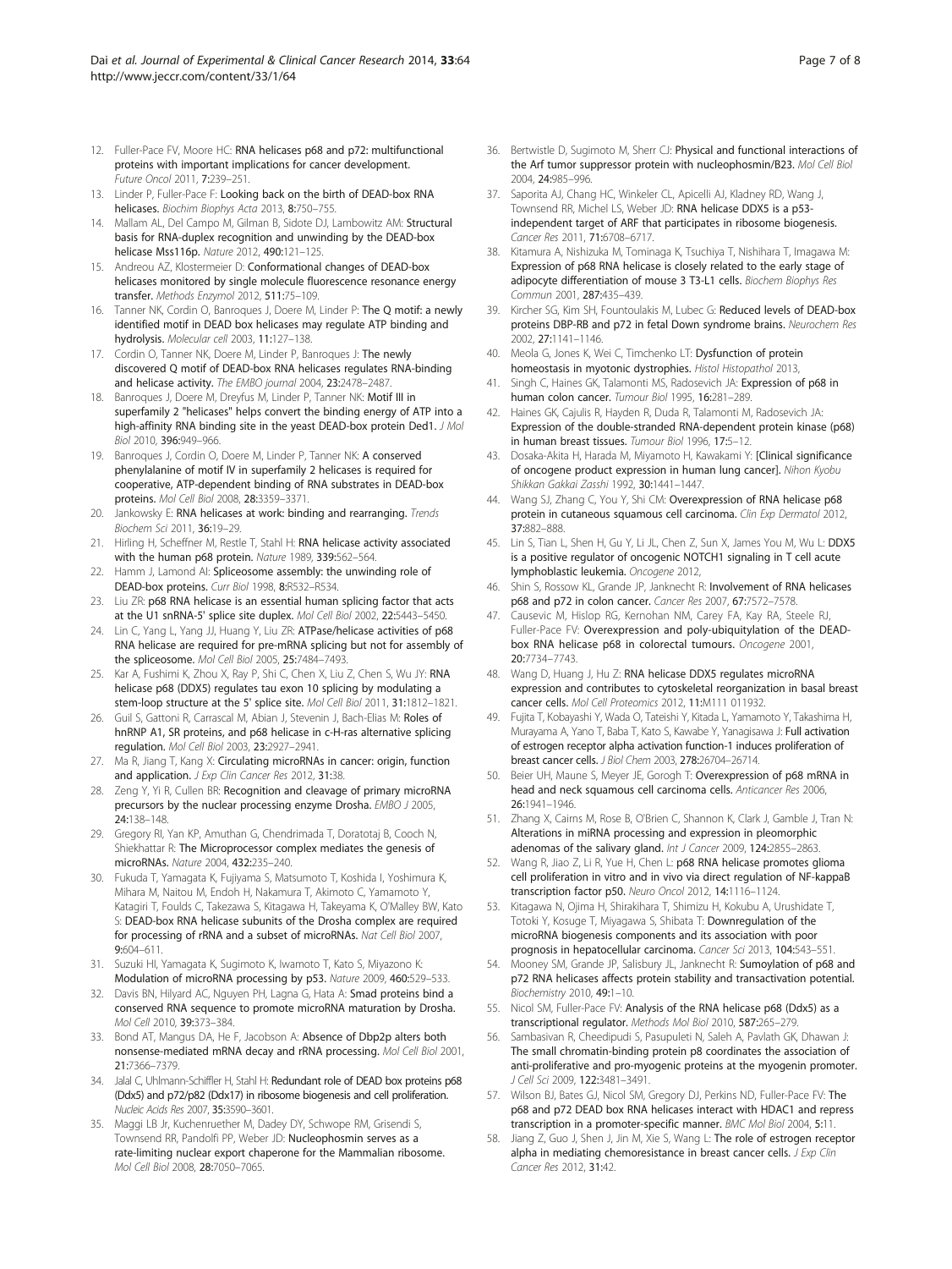12. Fuller-Pace FV, Moore HC: **RNA helicases p68 and p72: multifunctional proteins with important implications for cancer development.** *Future Oncol* 2011, **7:**239–251.
13. Linder P, Fuller-Pace F: **Looking back on the birth of DEAD-box RNA helicases.** *Biochim Biophys Acta* 2013, **8:**750–755.
14. Mallam AL, Del Campo M, Gilman B, Sidote DJ, Lambowitz AM: **Structural basis for RNA-duplex recognition and unwinding by the DEAD-box helicase Mss116p.** *Nature* 2012, **490:**121–125.
15. Andreou AZ, Klostermeier D: **Conformational changes of DEAD-box helicases monitored by single molecule fluorescence resonance energy transfer.** *Methods Enzymol* 2012, **511:**75–109.
16. Tanner NK, Cordin O, Banroques J, Doere M, Linder P: **The Q motif: a newly identified motif in DEAD box helicases may regulate ATP binding and hydrolysis.** *Molecular cell* 2003, **11:**127–138.
17. Cordin O, Tanner NK, Doere M, Linder P, Banroques J: **The newly discovered Q motif of DEAD-box RNA helicases regulates RNA-binding and helicase activity.** *The EMBO journal* 2004, **23:**2478–2487.
18. Banroques J, Doere M, Dreyfus M, Linder P, Tanner NK: **Motif III in superfamily 2 "helicases" helps convert the binding energy of ATP into a high-affinity RNA binding site in the yeast DEAD-box protein Ded1.** *J Mol Biol* 2010, **396:**949–966.
19. Banroques J, Cordin O, Doere M, Linder P, Tanner NK: **A conserved phenylalanine of motif IV in superfamily 2 helicases is required for cooperative, ATP-dependent binding of RNA substrates in DEAD-box proteins.** *Mol Cell Biol* 2008, **28:**3359–3371.
20. Jankowsky E: **RNA helicases at work: binding and rearranging.** *Trends Biochem Sci* 2011, **36:**19–29.
21. Hirling H, Scheffner M, Restle T, Stahl H: **RNA helicase activity associated with the human p68 protein.** *Nature* 1989, **339:**562–564.
22. Hamm J, Lamond AI: **Spliceosome assembly: the unwinding role of DEAD-box proteins.** *Curr Biol* 1998, **8:**R532–R534.
23. Liu ZR: **p68 RNA helicase is an essential human splicing factor that acts at the U1 snRNA-5' splice site duplex.** *Mol Cell Biol* 2002, **22:**5443–5450.
24. Lin C, Yang L, Yang JJ, Huang Y, Liu ZR: **ATPase/helicase activities of p68 RNA helicase are required for pre-mRNA splicing but not for assembly of the spliceosome.** *Mol Cell Biol* 2005, **25:**7484–7493.
25. Kar A, Fushimi K, Zhou X, Ray P, Shi C, Chen X, Liu Z, Chen S, Wu JY: **RNA helicase p68 (DDX5) regulates tau exon 10 splicing by modulating a stem-loop structure at the 5' splice site.** *Mol Cell Biol* 2011, **31:**1812–1821.
26. Guil S, Gattoni R, Carrascal M, Abian J, Stevenin J, Bach-Elias M: **Roles of hnRNP A1, SR proteins, and p68 helicase in c-H-ras alternative splicing regulation.** *Mol Cell Biol* 2003, **23:**2927–2941.
27. Ma R, Jiang T, Kang X: **Circulating microRNAs in cancer: origin, function and application.** *J Exp Clin Cancer Res* 2012, **31:**38.
28. Zeng Y, Yi R, Cullen BR: **Recognition and cleavage of primary microRNA precursors by the nuclear processing enzyme Drosha.** *EMBO J* 2005, **24:**138–148.
29. Gregory RI, Yan KP, Amuthan G, Chendrimada T, Doratotaj B, Cooch N, Shiekhattar R: **The Microprocessor complex mediates the genesis of microRNAs.** *Nature* 2004, **432:**235–240.
30. Fukuda T, Yamagata K, Fujiyama S, Matsumoto T, Koshida I, Yoshimura K, Mihara M, Naitou M, Endoh H, Nakamura T, Akimoto C, Yamamoto Y, Katagiri T, Foulds C, Takezawa S, Kitagawa H, Takeyama K, O'Malley BW, Kato S: **DEAD-box RNA helicase subunits of the Drosha complex are required for processing of rRNA and a subset of microRNAs.** *Nat Cell Biol* 2007, **9:**604–611.
31. Suzuki HI, Yamagata K, Sugimoto K, Iwamoto T, Kato S, Miyazono K: **Modulation of microRNA processing by p53.** *Nature* 2009, **460:**529–533.
32. Davis BN, Hilyard AC, Nguyen PH, Lagna G, Hata A: **Smad proteins bind a conserved RNA sequence to promote microRNA maturation by Drosha.** *Mol Cell* 2010, **39:**373–384.
33. Bond AT, Mangus DA, He F, Jacobson A: **Absence of Dbp2p alters both nonsense-mediated mRNA decay and rRNA processing.** *Mol Cell Biol* 2001, **21:**7366–7379.
34. Jalal C, Uhlmann-Schiffler H, Stahl H: **Redundant role of DEAD box proteins p68 (Ddx5) and p72/p82 (Ddx17) in ribosome biogenesis and cell proliferation.** *Nucleic Acids Res* 2007, **35:**3590–3601.
35. Maggi LB Jr, Kuchenruether M, Dadey DY, Schwope RM, Grisendi S, Townsend RR, Pandolfi PP, Weber JD: **Nucleophosmin serves as a rate-limiting nuclear export chaperone for the Mammalian ribosome.** *Mol Cell Biol* 2008, **28:**7050–7065.
36. Bertwistle D, Sugimoto M, Sherr CJ: **Physical and functional interactions of the Arf tumor suppressor protein with nucleophosmin/B23.** *Mol Cell Biol* 2004, **24:**985–996.
37. Saporita AJ, Chang HC, Winkeler CL, Apicelli AJ, Kladney RD, Wang J, Townsend RR, Michel LS, Weber JD: **RNA helicase DDX5 is a p53-independent target of ARF that participates in ribosome biogenesis.** *Cancer Res* 2011, **71:**6708–6717.
38. Kitamura A, Nishizuka M, Tominaga K, Tsuchiya T, Nishihara T, Imagawa M: **Expression of p68 RNA helicase is closely related to the early stage of adipocyte differentiation of mouse 3 T3-L1 cells.** *Biochem Biophys Res Commun* 2001, **287:**435–439.
39. Kircher SG, Kim SH, Fountoulakis M, Lubec G: **Reduced levels of DEAD-box proteins DBP-RB and p72 in fetal Down syndrome brains.** *Neurochem Res* 2002, **27:**1141–1146.
40. Meola G, Jones K, Wei C, Timchenko LT: **Dysfunction of protein homeostasis in myotonic dystrophies.** *Histol Histopathol* 2013,
41. Singh C, Haines GK, Talamonti MS, Radosevich JA: **Expression of p68 in human colon cancer.** *Tumour Biol* 1995, **16:**281–289.
42. Haines GK, Cajulis R, Hayden R, Duda R, Talamonti M, Radosevich JA: **Expression of the double-stranded RNA-dependent protein kinase (p68) in human breast tissues.** *Tumour Biol* 1996, **17:**5–12.
43. Dosaka-Akita H, Harada M, Miyamoto H, Kawakami Y: **[Clinical significance of oncogene product expression in human lung cancer].** *Nihon Kyobu Shikkan Gakkai Zasshi* 1992, **30:**1441–1447.
44. Wang SJ, Zhang C, You Y, Shi CM: **Overexpression of RNA helicase p68 protein in cutaneous squamous cell carcinoma.** *Clin Exp Dermatol* 2012, **37:**882–888.
45. Lin S, Tian L, Shen H, Gu Y, Li JL, Chen Z, Sun X, James You M, Wu L: **DDX5 is a positive regulator of oncogenic NOTCH1 signaling in T cell acute lymphoblastic leukemia.** *Oncogene* 2012,
46. Shin S, Rossow KL, Grande JP, Janknecht R: **Involvement of RNA helicases p68 and p72 in colon cancer.** *Cancer Res* 2007, **67:**7572–7578.
47. Causevic M, Hislop RG, Kernohan NM, Carey FA, Kay RA, Steele RJ, Fuller-Pace FV: **Overexpression and poly-ubiquitylation of the DEAD-box RNA helicase p68 in colorectal tumours.** *Oncogene* 2001, **20:**7734–7743.
48. Wang D, Huang J, Hu Z: **RNA helicase DDX5 regulates microRNA expression and contributes to cytoskeletal reorganization in basal breast cancer cells.** *Mol Cell Proteomics* 2012, **11:**M111 011932.
49. Fujita T, Kobayashi Y, Wada O, Tateishi Y, Kitada L, Yamamoto Y, Takashima H, Murayama A, Yano T, Baba T, Kato S, Kawabe Y, Yanagisawa J: **Full activation of estrogen receptor alpha activation function-1 induces proliferation of breast cancer cells.** *J Biol Chem* 2003, **278:**26704–26714.
50. Beier UH, Maune S, Meyer JE, Gorogh T: **Overexpression of p68 mRNA in head and neck squamous cell carcinoma cells.** *Anticancer Res* 2006, **26:**1941–1946.
51. Zhang X, Cairns M, Rose B, O'Brien C, Shannon K, Clark J, Gamble J, Tran N: **Alterations in miRNA processing and expression in pleomorphic adenomas of the salivary gland.** *Int J Cancer* 2009, **124:**2855–2863.
52. Wang R, Jiao Z, Li R, Yue H, Chen L: **p68 RNA helicase promotes glioma cell proliferation in vitro and in vivo via direct regulation of NF-kappaB transcription factor p50.** *Neuro Oncol* 2012, **14:**1116–1124.
53. Kitagawa N, Ojima H, Shirakihara T, Shimizu H, Kokubu A, Urushidate T, Totoki Y, Kosuge T, Miyagawa S, Shibata T: **Downregulation of the microRNA biogenesis components and its association with poor prognosis in hepatocellular carcinoma.** *Cancer Sci* 2013, **104:**543–551.
54. Mooney SM, Grande JP, Salisbury JL, Janknecht R: **Sumoylation of p68 and p72 RNA helicases affects protein stability and transactivation potential.** *Biochemistry* 2010, **49:**1–10.
55. Nicol SM, Fuller-Pace FV: **Analysis of the RNA helicase p68 (Ddx5) as a transcriptional regulator.** *Methods Mol Biol* 2010, **587:**265–279.
56. Sambasivan R, Cheedipudi S, Pasupuleti N, Saleh A, Pavlath GK, Dhawan J: **The small chromatin-binding protein p8 coordinates the association of anti-proliferative and pro-myogenic proteins at the myogenin promoter.** *J Cell Sci* 2009, **122:**3481–3491.
57. Wilson BJ, Bates GJ, Nicol SM, Gregory DJ, Perkins ND, Fuller-Pace FV: **The p68 and p72 DEAD box RNA helicases interact with HDAC1 and repress transcription in a promoter-specific manner.** *BMC Mol Biol* 2004, **5:**11.
58. Jiang Z, Guo J, Shen J, Jin M, Xie S, Wang L: **The role of estrogen receptor alpha in mediating chemoresistance in breast cancer cells.** *J Exp Clin Cancer Res* 2012, **31:**42.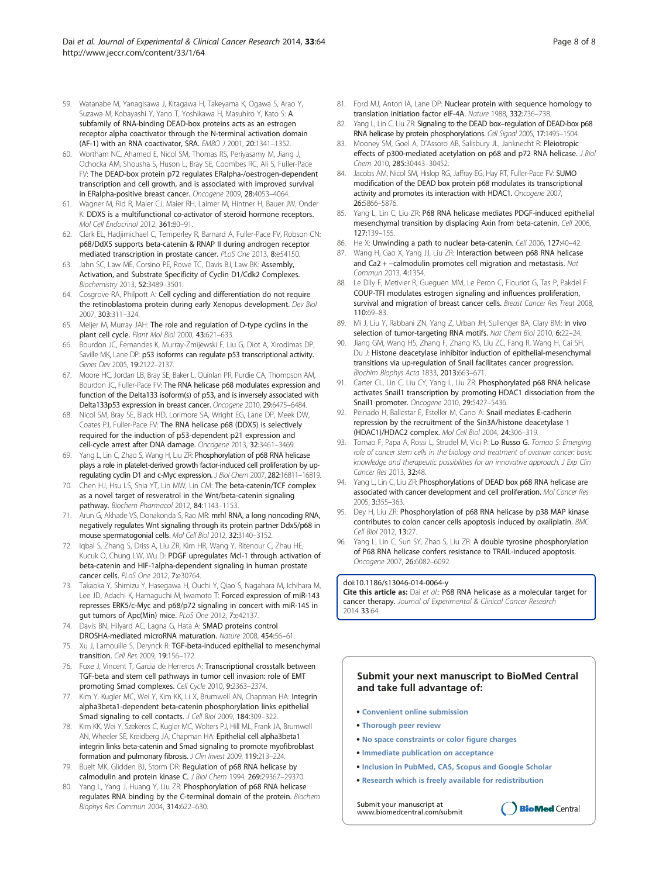59. Watanabe M, Yanagisawa J, Kitagawa H, Takeyama K, Ogawa S, Arao Y, Suzawa M, Kobayashi Y, Yano T, Yoshikawa H, Masuhiro Y, Kato S: **A subfamily of RNA-binding DEAD-box proteins acts as an estrogen receptor alpha coactivator through the N-terminal activation domain (AF-1) with an RNA coactivator, SRA.** *EMBO J* 2001, **20:**1341–1352.
60. Wortham NC, Ahamed E, Nicol SM, Thomas RS, Periyasamy M, Jiang J, Ochocka AM, Shousha S, Huson L, Bray SE, Coombes RC, Ali S, Fuller-Pace FV: **The DEAD-box protein p72 regulates ERalpha-/oestrogen-dependent transcription and cell growth, and is associated with improved survival in ERalpha-positive breast cancer.** *Oncogene* 2009, **28:**4053–4064.
61. Wagner M, Rid R, Maier CJ, Maier RH, Laimer M, Hintner H, Bauer JW, Onder K: **DDX5 is a multifunctional co-activator of steroid hormone receptors.** *Mol Cell Endocrinol* 2012, **361:**80–91.
62. Clark EL, Hadjimichael C, Temperley R, Barnard A, Fuller-Pace FV, Robson CN: **p68/DdX5 supports beta-catenin & RNAP II during androgen receptor mediated transcription in prostate cancer.** *PLoS One* 2013, **8:**e54150.
63. Jahn SC, Law ME, Corsino PE, Rowe TC, Davis BJ, Law BK: **Assembly, Activation, and Substrate Specificity of Cyclin D1/Cdk2 Complexes.** *Biochemistry* 2013, **52:**3489–3501.
64. Cosgrove RA, Philpott A: **Cell cycling and differentiation do not require the retinoblastoma protein during early Xenopus development.** *Dev Biol* 2007, **303:**311–324.
65. Meijer M, Murray JAH: **The role and regulation of D-type cyclins in the plant cell cycle.** *Plant Mol Biol* 2000, **43:**621–633.
66. Bourdon JC, Fernandes K, Murray-Zmijewski F, Liu G, Diot A, Xirodimas DP, Saville MK, Lane DP: **p53 isoforms can regulate p53 transcriptional activity.** *Genes Dev* 2005, **19:**2122–2137.
67. Moore HC, Jordan LB, Bray SE, Baker L, Quinlan PR, Purdie CA, Thompson AM, Bourdon JC, Fuller-Pace FV: **The RNA helicase p68 modulates expression and function of the Delta133 isoform(s) of p53, and is inversely associated with Delta133p53 expression in breast cancer.** *Oncogene* 2010, **29:**6475–6484.
68. Nicol SM, Bray SE, Black HD, Lorimore SA, Wright EG, Lane DP, Meek DW, Coates PJ, Fuller-Pace FV: **The RNA helicase p68 (DDX5) is selectively required for the induction of p53-dependent p21 expression and cell-cycle arrest after DNA damage.** *Oncogene* 2013, **32:**3461–3469.
69. Yang L, Lin C, Zhao S, Wang H, Liu ZR: **Phosphorylation of p68 RNA helicase plays a role in platelet-derived growth factor-induced cell proliferation by up-regulating cyclin D1 and c-Myc expression.** *J Biol Chem* 2007, **282:**16811–16819.
70. Chen HJ, Hsu LS, Shia YT, Lin MW, Lin CM: **The beta-catenin/TCF complex as a novel target of resveratrol in the Wnt/beta-catenin signaling pathway.** *Biochem Pharmacol* 2012, **84:**1143–1153.
71. Arun G, Akhade VS, Donakonda S, Rao MR: **mrhl RNA, a long noncoding RNA, negatively regulates Wnt signaling through its protein partner Ddx5/p68 in mouse spermatogonial cells.** *Mol Cell Biol* 2012, **32:**3140–3152.
72. Iqbal S, Zhang S, Driss A, Liu ZR, Kim HR, Wang Y, Ritenour C, Zhau HE, Kucuk O, Chung LW, Wu D: **PDGF upregulates Mcl-1 through activation of beta-catenin and HIF-1alpha-dependent signaling in human prostate cancer cells.** *PLoS One* 2012, **7:**e30764.
73. Takaoka Y, Shimizu Y, Hasegawa H, Ouchi Y, Qiao S, Nagahara M, Ichihara M, Lee JD, Adachi K, Hamaguchi M, Iwamoto T: **Forced expression of miR-143 represses ERK5/c-Myc and p68/p72 signaling in concert with miR-145 in gut tumors of Apc(Min) mice.** *PLoS One* 2012, **7:**e42137.
74. Davis BN, Hilyard AC, Lagna G, Hata A: **SMAD proteins control DROSHA-mediated microRNA maturation.** *Nature* 2008, **454:**56–61.
75. Xu J, Lamouille S, Derynck R: **TGF-beta-induced epithelial to mesenchymal transition.** *Cell Res* 2009, **19:**156–172.
76. Fuxe J, Vincent T, Garcia de Herreros A: **Transcriptional crosstalk between TGF-beta and stem cell pathways in tumor cell invasion: role of EMT promoting Smad complexes.** *Cell Cycle* 2010, **9:**2363–2374.
77. Kim Y, Kugler MC, Wei Y, Kim KK, Li X, Brumwell AN, Chapman HA: **Integrin alpha3beta1-dependent beta-catenin phosphorylation links epithelial Smad signaling to cell contacts.** *J Cell Biol* 2009, **184:**309–322.
78. Kim KK, Wei Y, Szekeres C, Kugler MC, Wolters PJ, Hill ML, Frank JA, Brumwell AN, Wheeler SE, Kreidberg JA, Chapman HA: **Epithelial cell alpha3beta1 integrin links beta-catenin and Smad signaling to promote myofibroblast formation and pulmonary fibrosis.** *J Clin Invest* 2009, **119:**213–224.
79. Buelt MK, Glidden BJ, Storm DR: **Regulation of p68 RNA helicase by calmodulin and protein kinase C.** *J Biol Chem* 1994, **269:**29367–29370.
80. Yang L, Yang J, Huang Y, Liu ZR: **Phosphorylation of p68 RNA helicase regulates RNA binding by the C-terminal domain of the protein.** *Biochem Biophys Res Commun* 2004, **314:**622–630.
81. Ford MJ, Anton IA, Lane DP: **Nuclear protein with sequence homology to translation initiation factor eIF-4A.** *Nature* 1988, **332:**736–738.
82. Yang L, Lin C, Liu ZR: **Signaling to the DEAD box–regulation of DEAD-box p68 RNA helicase by protein phosphorylations.** *Cell Signal* 2005, **17:**1495–1504.
83. Mooney SM, Goel A, D'Assoro AB, Salisbury JL, Janknecht R: **Pleiotropic effects of p300-mediated acetylation on p68 and p72 RNA helicase.** *J Biol Chem* 2010, **285:**30443–30452.
84. Jacobs AM, Nicol SM, Hislop RG, Jaffray EG, Hay RT, Fuller-Pace FV: **SUMO modification of the DEAD box protein p68 modulates its transcriptional activity and promotes its interaction with HDAC1.** *Oncogene* 2007, **26:**5866–5876.
85. Yang L, Lin C, Liu ZR: **P68 RNA helicase mediates PDGF-induced epithelial mesenchymal transition by displacing Axin from beta-catenin.** *Cell* 2006, **127:**139–155.
86. He X: **Unwinding a path to nuclear beta-catenin.** *Cell* 2006, **127:**40–42.
87. Wang H, Gao X, Yang JJ, Liu ZR: **Interaction between p68 RNA helicase and Ca2 + −calmodulin promotes cell migration and metastasis.** *Nat Commun* 2013, **4:**1354.
88. Le Dily F, Metivier R, Gueguen MM, Le Peron C, Flouriot G, Tas P, Pakdel F: **COUP-TFI modulates estrogen signaling and influences proliferation, survival and migration of breast cancer cells.** *Breast Cancer Res Treat* 2008, **110:**69–83.
89. Mi J, Liu Y, Rabbani ZN, Yang Z, Urban JH, Sullenger BA, Clary BM: **In vivo selection of tumor-targeting RNA motifs.** *Nat Chem Biol* 2010, **6:**22–24.
90. Jiang GM, Wang HS, Zhang F, Zhang KS, Liu ZC, Fang R, Wang H, Cai SH, Du J: **Histone deacetylase inhibitor induction of epithelial-mesenchymal transitions via up-regulation of Snail facilitates cancer progression.** *Biochim Biophys Acta* 1833, **2013:**663–671.
91. Carter CL, Lin C, Liu CY, Yang L, Liu ZR: **Phosphorylated p68 RNA helicase activates Snail1 transcription by promoting HDAC1 dissociation from the Snail1 promoter.** *Oncogene* 2010, **29:**5427–5436.
92. Peinado H, Ballestar E, Esteller M, Cano A: **Snail mediates E-cadherin repression by the recruitment of the Sin3A/histone deacetylase 1 (HDAC1)/HDAC2 complex.** *Mol Cell Biol* 2004, **24:**306–319.
93. Tomao F, Papa A, Rossi L, Strudel M, Vici P: **Lo Russo G.** *Tomao S: Emerging role of cancer stem cells in the biology and treatment of ovarian cancer: basic knowledge and therapeutic possibilities for an innovative approach. J Exp Clin Cancer Res* 2013, **32:**48.
94. Yang L, Lin C, Liu ZR: **Phosphorylations of DEAD box p68 RNA helicase are associated with cancer development and cell proliferation.** *Mol Cancer Res* 2005, **3:**355–363.
95. Dey H, Liu ZR: **Phosphorylation of p68 RNA helicase by p38 MAP kinase contributes to colon cancer cells apoptosis induced by oxaliplatin.** *BMC Cell Biol* 2012, **13:**27.
96. Yang L, Lin C, Sun SY, Zhao S, Liu ZR: **A double tyrosine phosphorylation of P68 RNA helicase confers resistance to TRAIL-induced apoptosis.** *Oncogene* 2007, **26:**6082–6092.

doi:10.1186/s13046-014-0064-y
**Cite this article as:** Dai *et al.*: P68 RNA helicase as a molecular target for cancer therapy. *Journal of Experimental & Clinical Cancer Research* 2014 **33**:64.